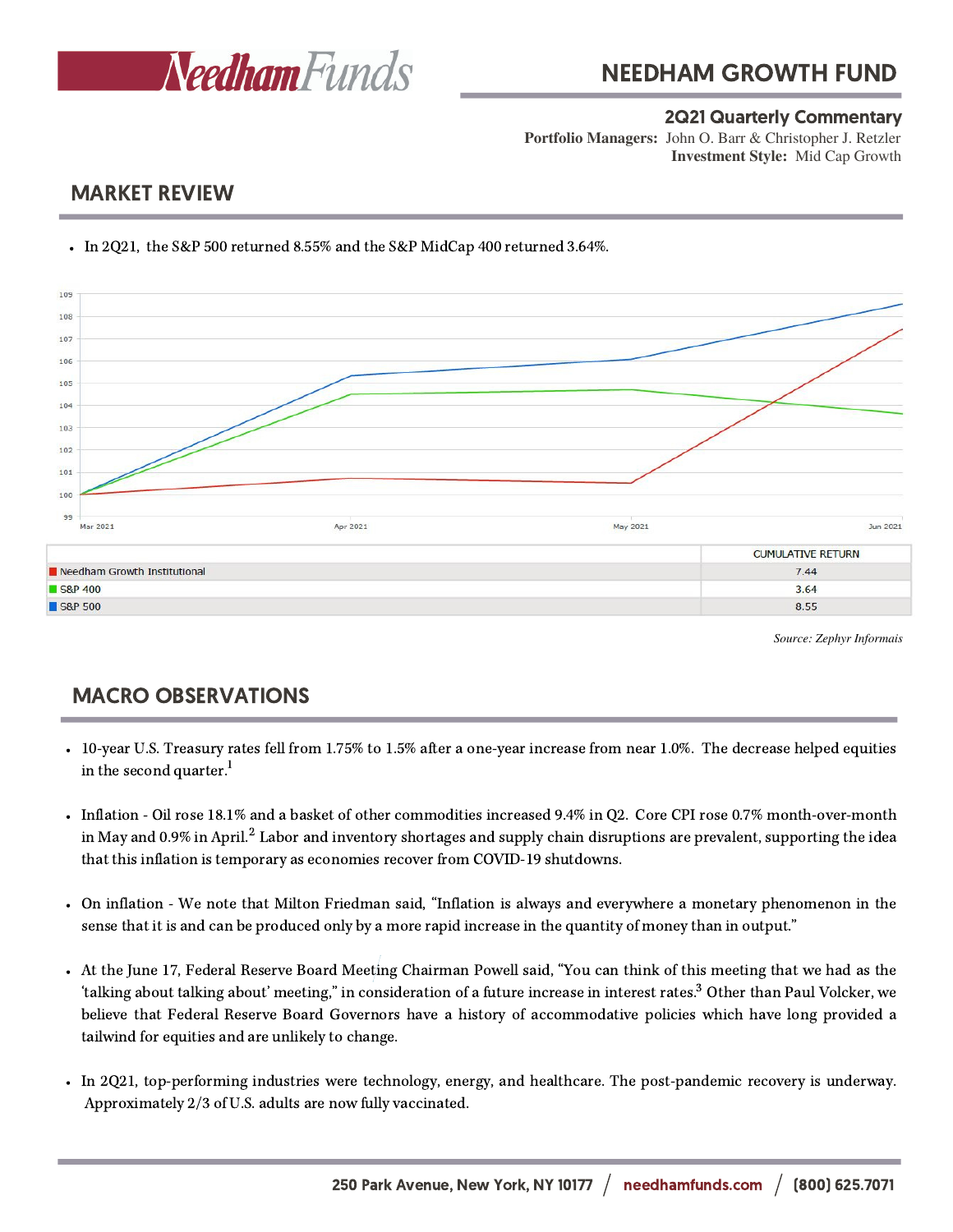# NEEDHAM GROWTH FUND

**2Q21 Quarterly Commentary**

**Portfolio Managers:** John O. Barr & Christopher J. Retzler
**Investment Style:** Mid Cap Growth

## MARKET REVIEW

- In 2Q21, the S&P 500 returned 8.55% and the S&P MidCap 400 returned 3.64%.

| | CUMULATIVE RETURN |
|---|---|
| Needham Growth Institutional | 7.44 |
| S&P 400 | 3.64 |
| S&P 500 | 8.55 |

*Source: Zephyr Informais*

## MACRO OBSERVATIONS

- 10-year U.S. Treasury rates fell from 1.75% to 1.5% after a one-year increase from near 1.0%. The decrease helped equities in the second quarter.[1]

- Inflation - Oil rose 18.1% and a basket of other commodities increased 9.4% in Q2. Core CPI rose 0.7% month-over-month in May and 0.9% in April.[2] Labor and inventory shortages and supply chain disruptions are prevalent, supporting the idea that this inflation is temporary as economies recover from COVID-19 shutdowns.

- On inflation - We note that Milton Friedman said, "Inflation is always and everywhere a monetary phenomenon in the sense that it is and can be produced only by a more rapid increase in the quantity of money than in output."

- At the June 17, Federal Reserve Board Meeting Chairman Powell said, "You can think of this meeting that we had as the 'talking about talking about' meeting," in consideration of a future increase in interest rates.[3] Other than Paul Volcker, we believe that Federal Reserve Board Governors have a history of accommodative policies which have long provided a tailwind for equities and are unlikely to change.

- In 2Q21, top-performing industries were technology, energy, and healthcare. The post-pandemic recovery is underway. Approximately 2/3 of U.S. adults are now fully vaccinated.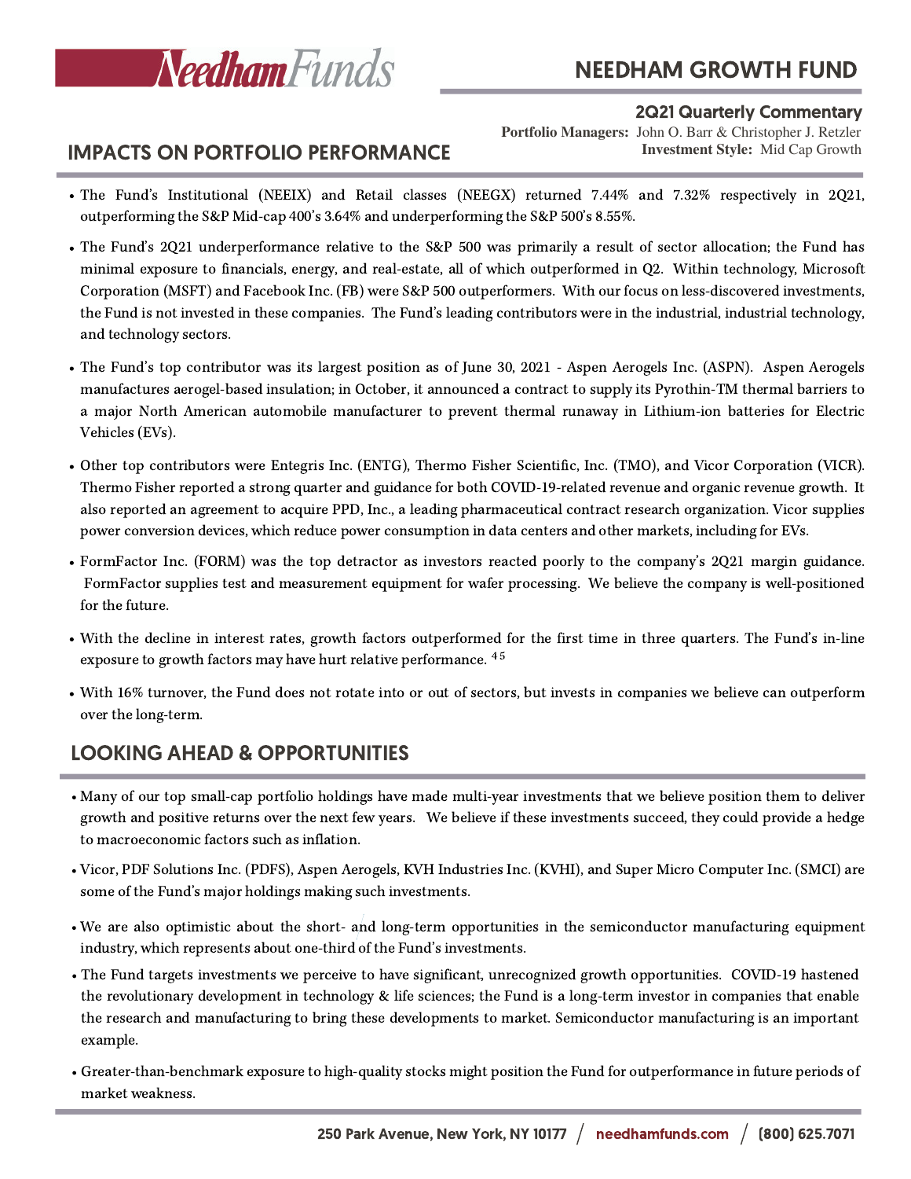# NEEDHAM GROWTH FUND

**2Q21 Quarterly Commentary**

**Portfolio Managers:** John O. Barr & Christopher J. Retzler
**Investment Style:** Mid Cap Growth

## IMPACTS ON PORTFOLIO PERFORMANCE

- The Fund's Institutional (NEEIX) and Retail classes (NEEGX) returned 7.44% and 7.32% respectively in 2Q21, outperforming the S&P Mid-cap 400's 3.64% and underperforming the S&P 500's 8.55%.
- The Fund's 2Q21 underperformance relative to the S&P 500 was primarily a result of sector allocation; the Fund has minimal exposure to financials, energy, and real-estate, all of which outperformed in Q2. Within technology, Microsoft Corporation (MSFT) and Facebook Inc. (FB) were S&P 500 outperformers. With our focus on less-discovered investments, the Fund is not invested in these companies. The Fund's leading contributors were in the industrial, industrial technology, and technology sectors.
- The Fund's top contributor was its largest position as of June 30, 2021 - Aspen Aerogels Inc. (ASPN). Aspen Aerogels manufactures aerogel-based insulation; in October, it announced a contract to supply its Pyrothin-TM thermal barriers to a major North American automobile manufacturer to prevent thermal runaway in Lithium-ion batteries for Electric Vehicles (EVs).
- Other top contributors were Entegris Inc. (ENTG), Thermo Fisher Scientific, Inc. (TMO), and Vicor Corporation (VICR). Thermo Fisher reported a strong quarter and guidance for both COVID-19-related revenue and organic revenue growth. It also reported an agreement to acquire PPD, Inc., a leading pharmaceutical contract research organization. Vicor supplies power conversion devices, which reduce power consumption in data centers and other markets, including for EVs.
- FormFactor Inc. (FORM) was the top detractor as investors reacted poorly to the company's 2Q21 margin guidance. FormFactor supplies test and measurement equipment for wafer processing. We believe the company is well-positioned for the future.
- With the decline in interest rates, growth factors outperformed for the first time in three quarters. The Fund's in-line exposure to growth factors may have hurt relative performance. [4 5]
- With 16% turnover, the Fund does not rotate into or out of sectors, but invests in companies we believe can outperform over the long-term.

## LOOKING AHEAD & OPPORTUNITIES

- Many of our top small-cap portfolio holdings have made multi-year investments that we believe position them to deliver growth and positive returns over the next few years. We believe if these investments succeed, they could provide a hedge to macroeconomic factors such as inflation.
- Vicor, PDF Solutions Inc. (PDFS), Aspen Aerogels, KVH Industries Inc. (KVHI), and Super Micro Computer Inc. (SMCI) are some of the Fund's major holdings making such investments.
- We are also optimistic about the short- and long-term opportunities in the semiconductor manufacturing equipment industry, which represents about one-third of the Fund's investments.
- The Fund targets investments we perceive to have significant, unrecognized growth opportunities. COVID-19 hastened the revolutionary development in technology & life sciences; the Fund is a long-term investor in companies that enable the research and manufacturing to bring these developments to market. Semiconductor manufacturing is an important example.
- Greater-than-benchmark exposure to high-quality stocks might position the Fund for outperformance in future periods of market weakness.

250 Park Avenue, New York, NY 10177 / needhamfunds.com / (800) 625.7071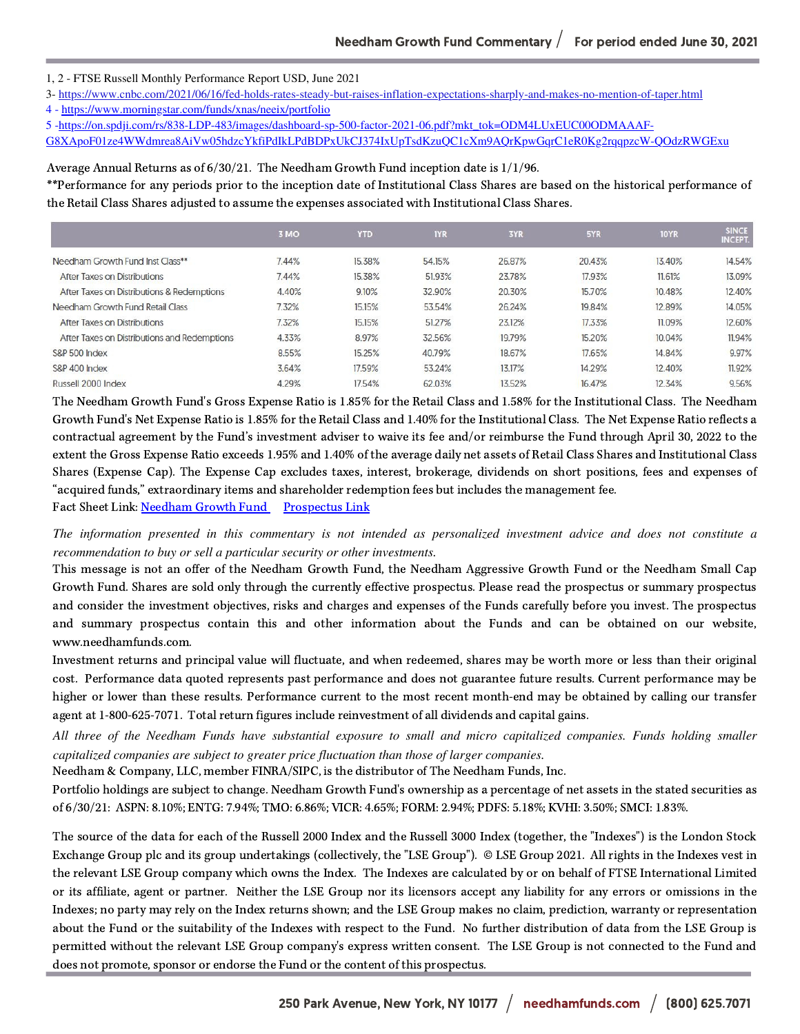1, 2 - FTSE Russell Monthly Performance Report USD, June 2021

3- https://www.cnbc.com/2021/06/16/fed-holds-rates-steady-but-raises-inflation-expectations-sharply-and-makes-no-mention-of-taper.html

4 - https://www.morningstar.com/funds/xnas/neeix/portfolio

5 -https://on.spdji.com/rs/838-LDP-483/images/dashboard-sp-500-factor-2021-06.pdf?mkt_tok=ODM4LUxEUC00ODMAAAF-G8XApoF01ze4WWdmrea8AiVw05hdzcYkfiPdIkLPdBDPxUkCJ374IxUpTsdKzuQC1cXm9AQrKpwGqrC1eR0Kg2rqqpzcW-QOdzRWGExu

Average Annual Returns as of 6/30/21. The Needham Growth Fund inception date is 1/1/96.

**Performance for any periods prior to the inception date of Institutional Class Shares are based on the historical performance of the Retail Class Shares adjusted to assume the expenses associated with Institutional Class Shares.

| | 3 MO | YTD | 1YR | 3YR | 5YR | 10YR | SINCE INCEPT. |
|---|---|---|---|---|---|---|---|
| Needham Growth Fund Inst Class** | 7.44% | 15.38% | 54.15% | 25.87% | 20.43% | 13.40% | 14.54% |
| After Taxes on Distributions | 7.44% | 15.38% | 51.93% | 23.78% | 17.93% | 11.61% | 13.09% |
| After Taxes on Distributions & Redemptions | 4.40% | 9.10% | 32.90% | 20.30% | 15.70% | 10.48% | 12.40% |
| Needham Growth Fund Retail Class | 7.32% | 15.15% | 53.54% | 26.24% | 19.84% | 12.89% | 14.05% |
| After Taxes on Distributions | 7.32% | 15.15% | 51.27% | 23.12% | 17.33% | 11.09% | 12.60% |
| After Taxes on Distributions and Redemptions | 4.33% | 8.97% | 32.56% | 19.79% | 15.20% | 10.04% | 11.94% |
| S&P 500 Index | 8.55% | 15.25% | 40.79% | 18.67% | 17.65% | 14.84% | 9.97% |
| S&P 400 Index | 3.64% | 17.59% | 53.24% | 13.17% | 14.29% | 12.40% | 11.92% |
| Russell 2000 Index | 4.29% | 17.54% | 62.03% | 13.52% | 16.47% | 12.34% | 9.56% |

The Needham Growth Fund's Gross Expense Ratio is 1.85% for the Retail Class and 1.58% for the Institutional Class. The Needham Growth Fund's Net Expense Ratio is 1.85% for the Retail Class and 1.40% for the Institutional Class. The Net Expense Ratio reflects a contractual agreement by the Fund's investment adviser to waive its fee and/or reimburse the Fund through April 30, 2022 to the extent the Gross Expense Ratio exceeds 1.95% and 1.40% of the average daily net assets of Retail Class Shares and Institutional Class Shares (Expense Cap). The Expense Cap excludes taxes, interest, brokerage, dividends on short positions, fees and expenses of "acquired funds," extraordinary items and shareholder redemption fees but includes the management fee.

Fact Sheet Link: Needham Growth Fund    Prospectus Link

*The information presented in this commentary is not intended as personalized investment advice and does not constitute a recommendation to buy or sell a particular security or other investments.*

This message is not an offer of the Needham Growth Fund, the Needham Aggressive Growth Fund or the Needham Small Cap Growth Fund. Shares are sold only through the currently effective prospectus. Please read the prospectus or summary prospectus and consider the investment objectives, risks and charges and expenses of the Funds carefully before you invest. The prospectus and summary prospectus contain this and other information about the Funds and can be obtained on our website, www.needhamfunds.com.

Investment returns and principal value will fluctuate, and when redeemed, shares may be worth more or less than their original cost. Performance data quoted represents past performance and does not guarantee future results. Current performance may be higher or lower than these results. Performance current to the most recent month-end may be obtained by calling our transfer agent at 1-800-625-7071. Total return figures include reinvestment of all dividends and capital gains.

*All three of the Needham Funds have substantial exposure to small and micro capitalized companies. Funds holding smaller capitalized companies are subject to greater price fluctuation than those of larger companies.*

Needham & Company, LLC, member FINRA/SIPC, is the distributor of The Needham Funds, Inc.

Portfolio holdings are subject to change. Needham Growth Fund's ownership as a percentage of net assets in the stated securities as of 6/30/21: ASPN: 8.10%; ENTG: 7.94%; TMO: 6.86%; VICR: 4.65%; FORM: 2.94%; PDFS: 5.18%; KVHI: 3.50%; SMCI: 1.83%.

The source of the data for each of the Russell 2000 Index and the Russell 3000 Index (together, the "Indexes") is the London Stock Exchange Group plc and its group undertakings (collectively, the "LSE Group"). © LSE Group 2021. All rights in the Indexes vest in the relevant LSE Group company which owns the Index. The Indexes are calculated by or on behalf of FTSE International Limited or its affiliate, agent or partner. Neither the LSE Group nor its licensors accept any liability for any errors or omissions in the Indexes; no party may rely on the Index returns shown; and the LSE Group makes no claim, prediction, warranty or representation about the Fund or the suitability of the Indexes with respect to the Fund. No further distribution of data from the LSE Group is permitted without the relevant LSE Group company's express written consent. The LSE Group is not connected to the Fund and does not promote, sponsor or endorse the Fund or the content of this prospectus.